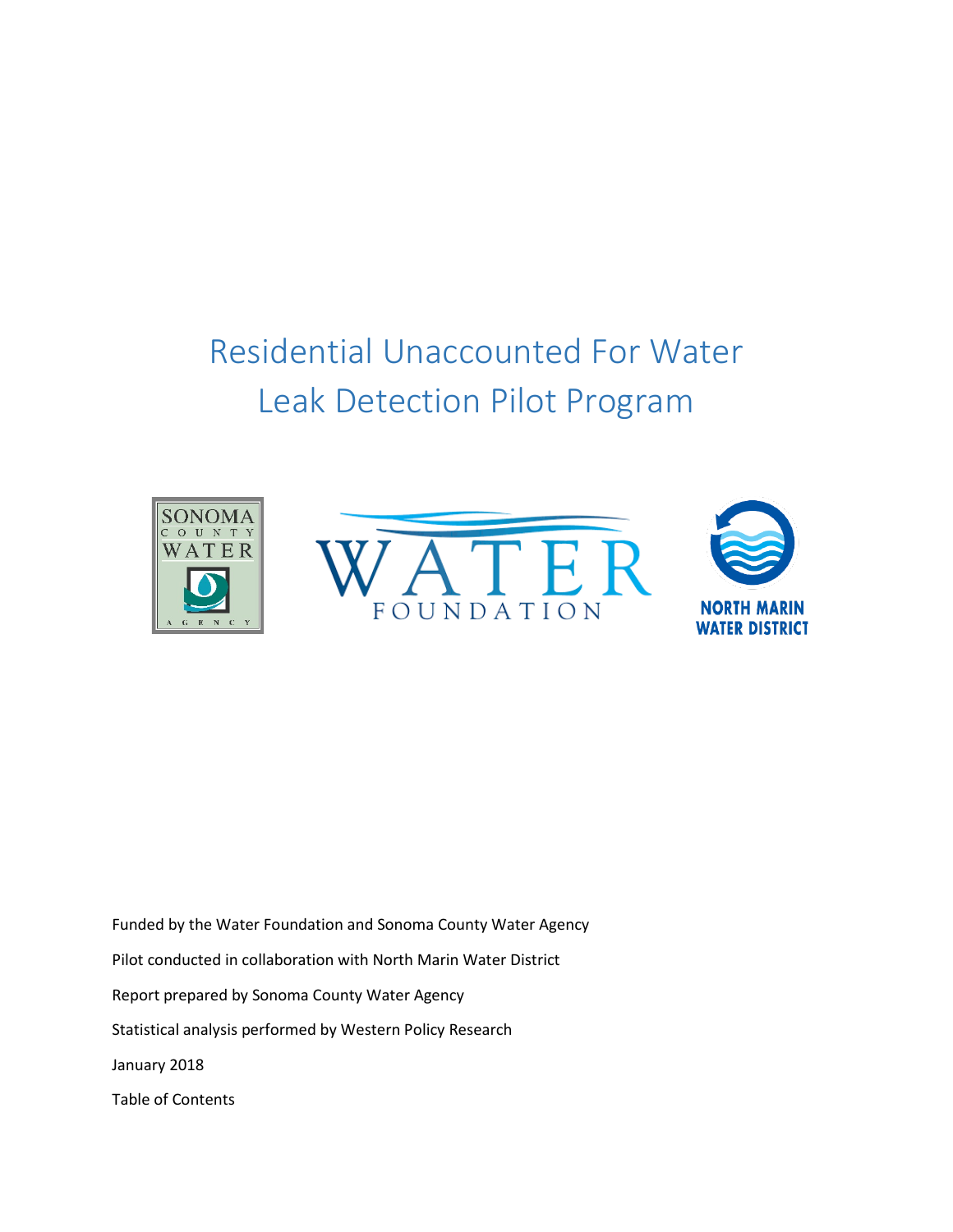# Residential Unaccounted For Water Leak Detection Pilot Program

Funded by the Water Foundation and Sonoma County Water Agency

Pilot conducted in collaboration with North Marin Water District

Report prepared by Sonoma County Water Agency

Statistical analysis performed by Western Policy Research

January 2018

Table of Contents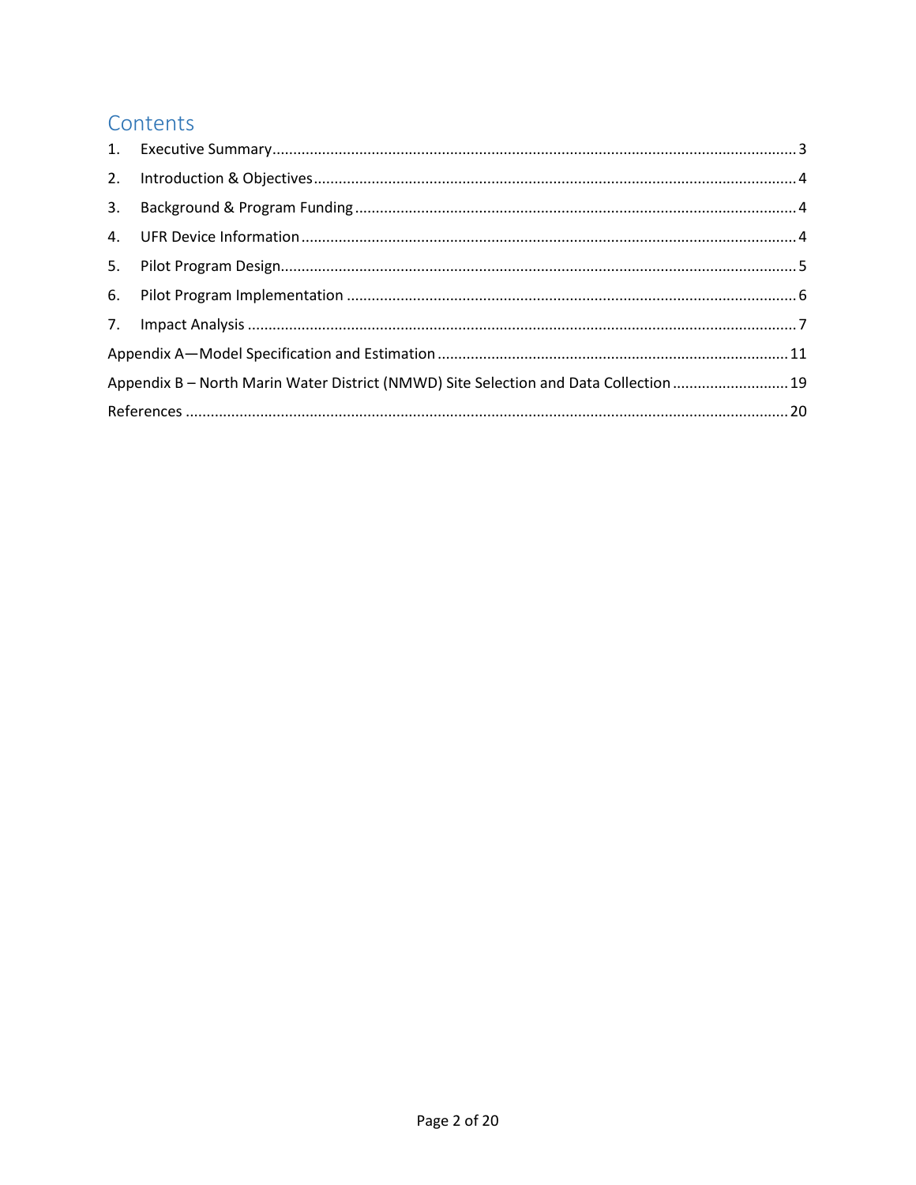# Contents

1. Executive Summary ..... 3
2. Introduction & Objectives ..... 4
3. Background & Program Funding ..... 4
4. UFR Device Information ..... 4
5. Pilot Program Design ..... 5
6. Pilot Program Implementation ..... 6
7. Impact Analysis ..... 7

Appendix A—Model Specification and Estimation ..... 11

Appendix B – North Marin Water District (NMWD) Site Selection and Data Collection ..... 19

References ..... 20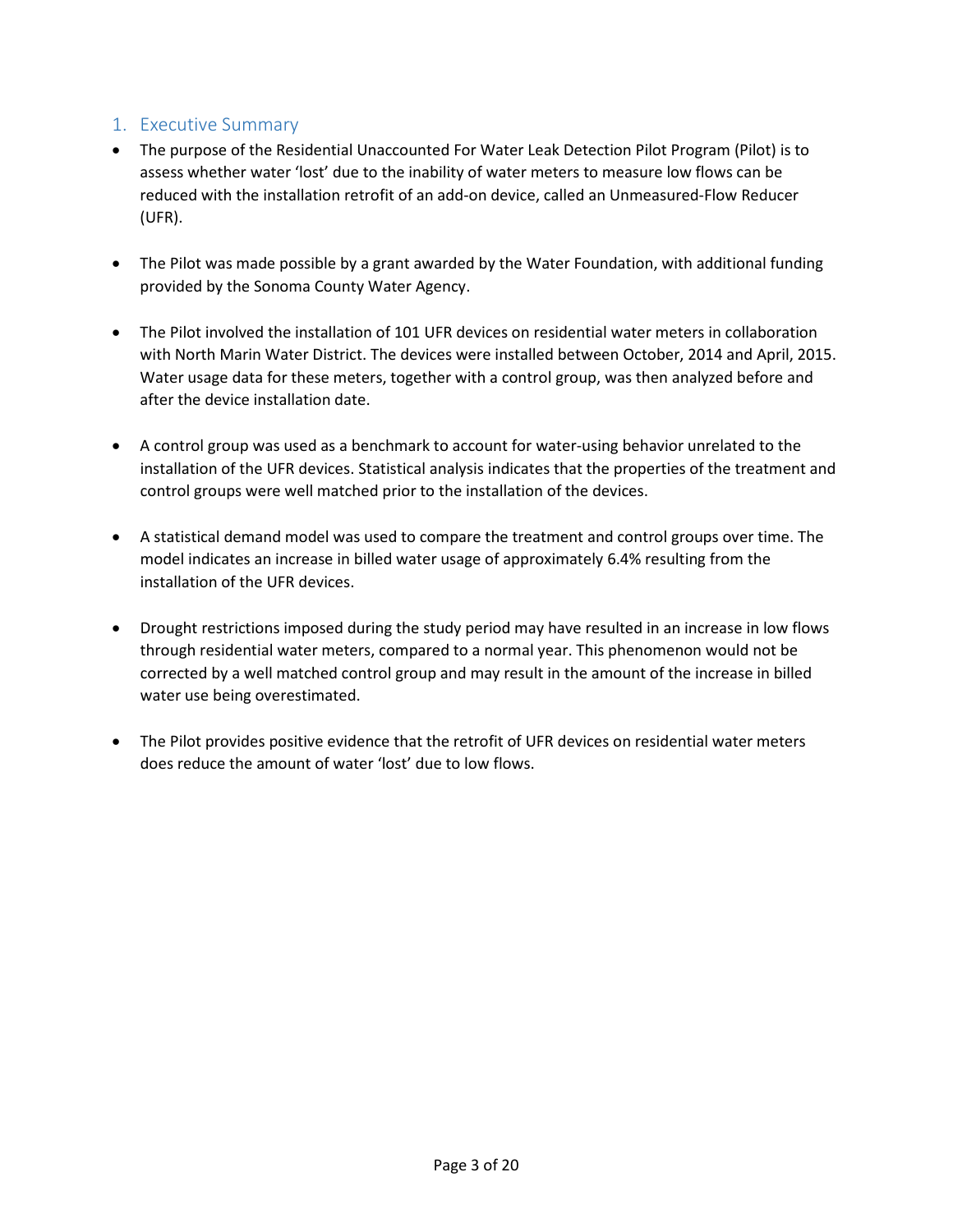## 1. Executive Summary

- The purpose of the Residential Unaccounted For Water Leak Detection Pilot Program (Pilot) is to assess whether water 'lost' due to the inability of water meters to measure low flows can be reduced with the installation retrofit of an add-on device, called an Unmeasured-Flow Reducer (UFR).

- The Pilot was made possible by a grant awarded by the Water Foundation, with additional funding provided by the Sonoma County Water Agency.

- The Pilot involved the installation of 101 UFR devices on residential water meters in collaboration with North Marin Water District. The devices were installed between October, 2014 and April, 2015. Water usage data for these meters, together with a control group, was then analyzed before and after the device installation date.

- A control group was used as a benchmark to account for water-using behavior unrelated to the installation of the UFR devices. Statistical analysis indicates that the properties of the treatment and control groups were well matched prior to the installation of the devices.

- A statistical demand model was used to compare the treatment and control groups over time. The model indicates an increase in billed water usage of approximately 6.4% resulting from the installation of the UFR devices.

- Drought restrictions imposed during the study period may have resulted in an increase in low flows through residential water meters, compared to a normal year. This phenomenon would not be corrected by a well matched control group and may result in the amount of the increase in billed water use being overestimated.

- The Pilot provides positive evidence that the retrofit of UFR devices on residential water meters does reduce the amount of water 'lost' due to low flows.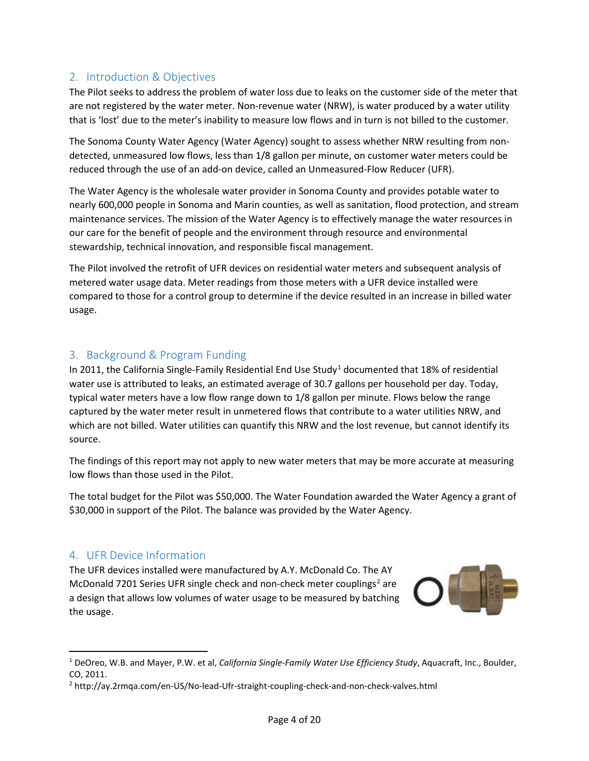## 2. Introduction & Objectives

The Pilot seeks to address the problem of water loss due to leaks on the customer side of the meter that are not registered by the water meter. Non-revenue water (NRW), is water produced by a water utility that is 'lost' due to the meter's inability to measure low flows and in turn is not billed to the customer.

The Sonoma County Water Agency (Water Agency) sought to assess whether NRW resulting from non-detected, unmeasured low flows, less than 1/8 gallon per minute, on customer water meters could be reduced through the use of an add-on device, called an Unmeasured-Flow Reducer (UFR).

The Water Agency is the wholesale water provider in Sonoma County and provides potable water to nearly 600,000 people in Sonoma and Marin counties, as well as sanitation, flood protection, and stream maintenance services. The mission of the Water Agency is to effectively manage the water resources in our care for the benefit of people and the environment through resource and environmental stewardship, technical innovation, and responsible fiscal management.

The Pilot involved the retrofit of UFR devices on residential water meters and subsequent analysis of metered water usage data. Meter readings from those meters with a UFR device installed were compared to those for a control group to determine if the device resulted in an increase in billed water usage.

## 3. Background & Program Funding

In 2011, the California Single-Family Residential End Use Study[1] documented that 18% of residential water use is attributed to leaks, an estimated average of 30.7 gallons per household per day. Today, typical water meters have a low flow range down to 1/8 gallon per minute. Flows below the range captured by the water meter result in unmetered flows that contribute to a water utilities NRW, and which are not billed. Water utilities can quantify this NRW and the lost revenue, but cannot identify its source.

The findings of this report may not apply to new water meters that may be more accurate at measuring low flows than those used in the Pilot.

The total budget for the Pilot was $50,000. The Water Foundation awarded the Water Agency a grant of $30,000 in support of the Pilot. The balance was provided by the Water Agency.

## 4. UFR Device Information

The UFR devices installed were manufactured by A.Y. McDonald Co. The AY McDonald 7201 Series UFR single check and non-check meter couplings[2] are a design that allows low volumes of water usage to be measured by batching the usage.

---

[1] DeOreo, W.B. and Mayer, P.W. et al, *California Single-Family Water Use Efficiency Study*, Aquacraft, Inc., Boulder, CO, 2011.

[2] http://ay.2rmqa.com/en-US/No-lead-Ufr-straight-coupling-check-and-non-check-valves.html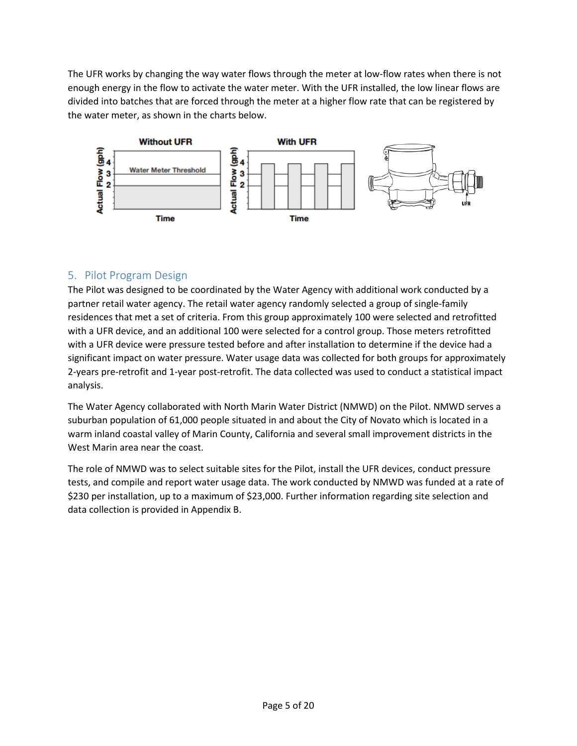The UFR works by changing the way water flows through the meter at low-flow rates when there is not enough energy in the flow to activate the water meter. With the UFR installed, the low linear flows are divided into batches that are forced through the meter at a higher flow rate that can be registered by the water meter, as shown in the charts below.

## 5. Pilot Program Design

The Pilot was designed to be coordinated by the Water Agency with additional work conducted by a partner retail water agency. The retail water agency randomly selected a group of single-family residences that met a set of criteria. From this group approximately 100 were selected and retrofitted with a UFR device, and an additional 100 were selected for a control group. Those meters retrofitted with a UFR device were pressure tested before and after installation to determine if the device had a significant impact on water pressure. Water usage data was collected for both groups for approximately 2-years pre-retrofit and 1-year post-retrofit. The data collected was used to conduct a statistical impact analysis.

The Water Agency collaborated with North Marin Water District (NMWD) on the Pilot. NMWD serves a suburban population of 61,000 people situated in and about the City of Novato which is located in a warm inland coastal valley of Marin County, California and several small improvement districts in the West Marin area near the coast.

The role of NMWD was to select suitable sites for the Pilot, install the UFR devices, conduct pressure tests, and compile and report water usage data. The work conducted by NMWD was funded at a rate of $230 per installation, up to a maximum of $23,000. Further information regarding site selection and data collection is provided in Appendix B.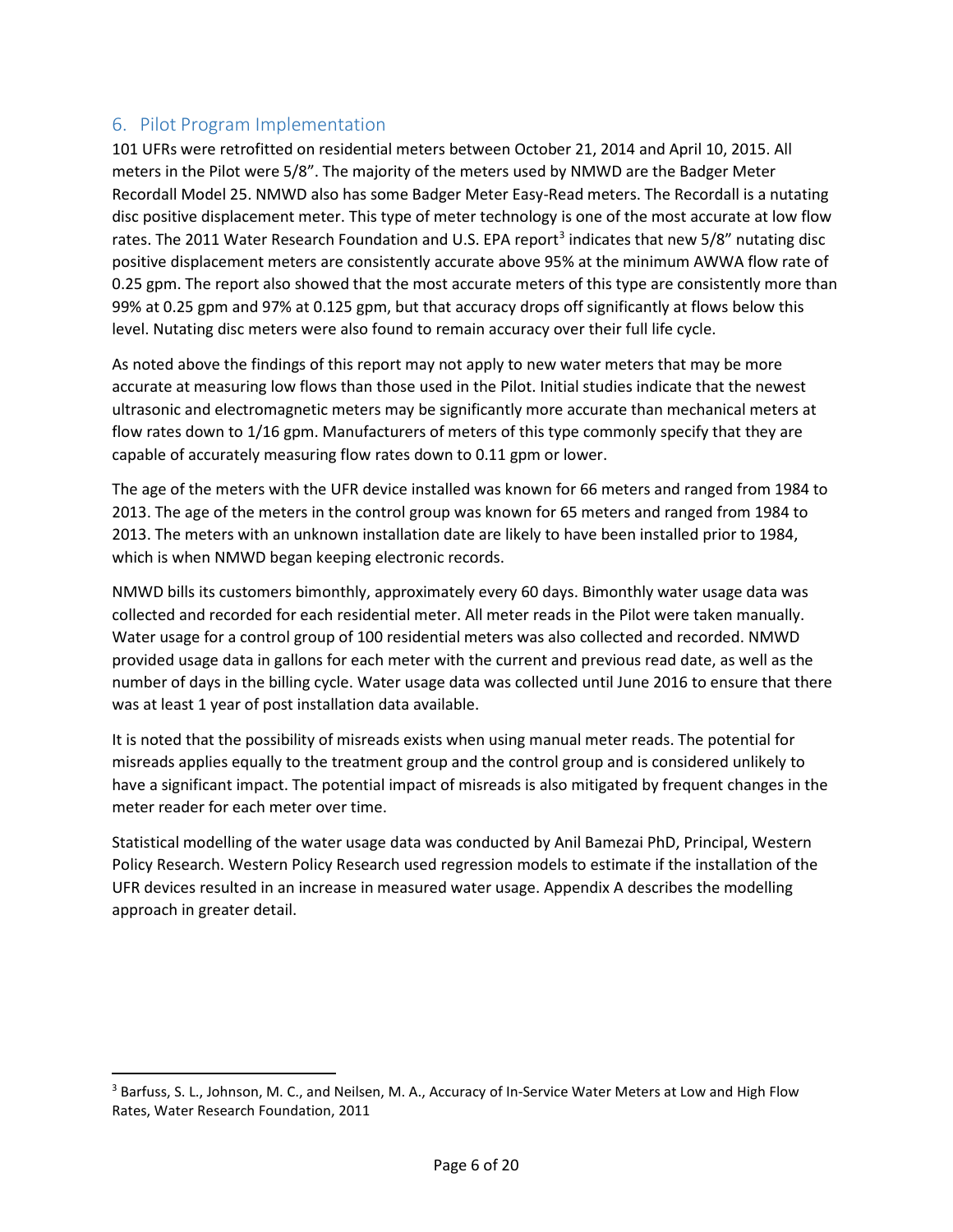## 6. Pilot Program Implementation

101 UFRs were retrofitted on residential meters between October 21, 2014 and April 10, 2015. All meters in the Pilot were 5/8". The majority of the meters used by NMWD are the Badger Meter Recordall Model 25. NMWD also has some Badger Meter Easy-Read meters. The Recordall is a nutating disc positive displacement meter. This type of meter technology is one of the most accurate at low flow rates. The 2011 Water Research Foundation and U.S. EPA report[3] indicates that new 5/8" nutating disc positive displacement meters are consistently accurate above 95% at the minimum AWWA flow rate of 0.25 gpm. The report also showed that the most accurate meters of this type are consistently more than 99% at 0.25 gpm and 97% at 0.125 gpm, but that accuracy drops off significantly at flows below this level. Nutating disc meters were also found to remain accuracy over their full life cycle.

As noted above the findings of this report may not apply to new water meters that may be more accurate at measuring low flows than those used in the Pilot. Initial studies indicate that the newest ultrasonic and electromagnetic meters may be significantly more accurate than mechanical meters at flow rates down to 1/16 gpm. Manufacturers of meters of this type commonly specify that they are capable of accurately measuring flow rates down to 0.11 gpm or lower.

The age of the meters with the UFR device installed was known for 66 meters and ranged from 1984 to 2013. The age of the meters in the control group was known for 65 meters and ranged from 1984 to 2013. The meters with an unknown installation date are likely to have been installed prior to 1984, which is when NMWD began keeping electronic records.

NMWD bills its customers bimonthly, approximately every 60 days. Bimonthly water usage data was collected and recorded for each residential meter. All meter reads in the Pilot were taken manually. Water usage for a control group of 100 residential meters was also collected and recorded. NMWD provided usage data in gallons for each meter with the current and previous read date, as well as the number of days in the billing cycle. Water usage data was collected until June 2016 to ensure that there was at least 1 year of post installation data available.

It is noted that the possibility of misreads exists when using manual meter reads. The potential for misreads applies equally to the treatment group and the control group and is considered unlikely to have a significant impact. The potential impact of misreads is also mitigated by frequent changes in the meter reader for each meter over time.

Statistical modelling of the water usage data was conducted by Anil Bamezai PhD, Principal, Western Policy Research. Western Policy Research used regression models to estimate if the installation of the UFR devices resulted in an increase in measured water usage. Appendix A describes the modelling approach in greater detail.

---

[3] Barfuss, S. L., Johnson, M. C., and Neilsen, M. A., Accuracy of In-Service Water Meters at Low and High Flow Rates, Water Research Foundation, 2011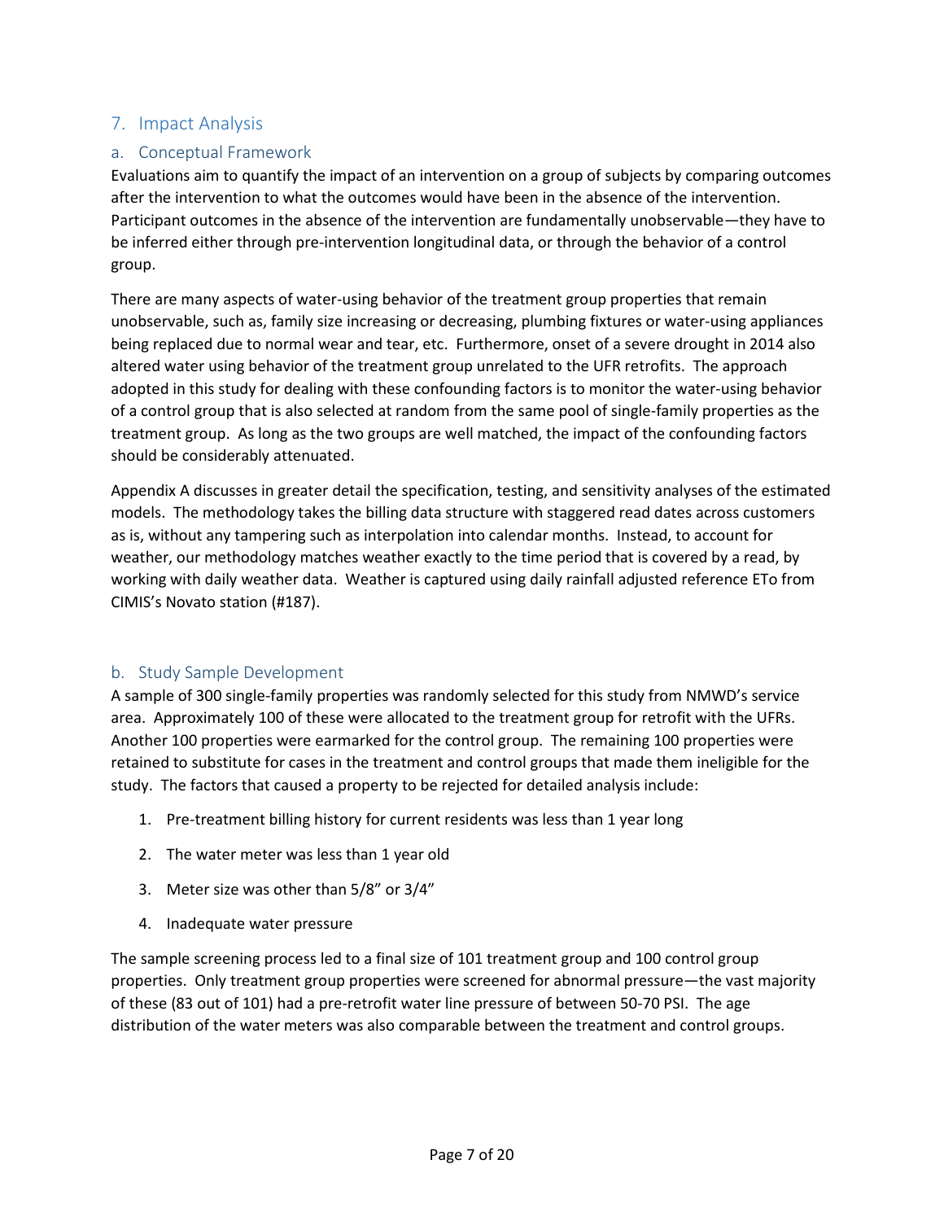## 7. Impact Analysis

### a. Conceptual Framework

Evaluations aim to quantify the impact of an intervention on a group of subjects by comparing outcomes after the intervention to what the outcomes would have been in the absence of the intervention. Participant outcomes in the absence of the intervention are fundamentally unobservable—they have to be inferred either through pre-intervention longitudinal data, or through the behavior of a control group.

There are many aspects of water-using behavior of the treatment group properties that remain unobservable, such as, family size increasing or decreasing, plumbing fixtures or water-using appliances being replaced due to normal wear and tear, etc. Furthermore, onset of a severe drought in 2014 also altered water using behavior of the treatment group unrelated to the UFR retrofits. The approach adopted in this study for dealing with these confounding factors is to monitor the water-using behavior of a control group that is also selected at random from the same pool of single-family properties as the treatment group. As long as the two groups are well matched, the impact of the confounding factors should be considerably attenuated.

Appendix A discusses in greater detail the specification, testing, and sensitivity analyses of the estimated models. The methodology takes the billing data structure with staggered read dates across customers as is, without any tampering such as interpolation into calendar months. Instead, to account for weather, our methodology matches weather exactly to the time period that is covered by a read, by working with daily weather data. Weather is captured using daily rainfall adjusted reference ETo from CIMIS's Novato station (#187).

### b. Study Sample Development

A sample of 300 single-family properties was randomly selected for this study from NMWD's service area. Approximately 100 of these were allocated to the treatment group for retrofit with the UFRs. Another 100 properties were earmarked for the control group. The remaining 100 properties were retained to substitute for cases in the treatment and control groups that made them ineligible for the study. The factors that caused a property to be rejected for detailed analysis include:

1. Pre-treatment billing history for current residents was less than 1 year long
2. The water meter was less than 1 year old
3. Meter size was other than 5/8" or 3/4"
4. Inadequate water pressure

The sample screening process led to a final size of 101 treatment group and 100 control group properties. Only treatment group properties were screened for abnormal pressure—the vast majority of these (83 out of 101) had a pre-retrofit water line pressure of between 50-70 PSI. The age distribution of the water meters was also comparable between the treatment and control groups.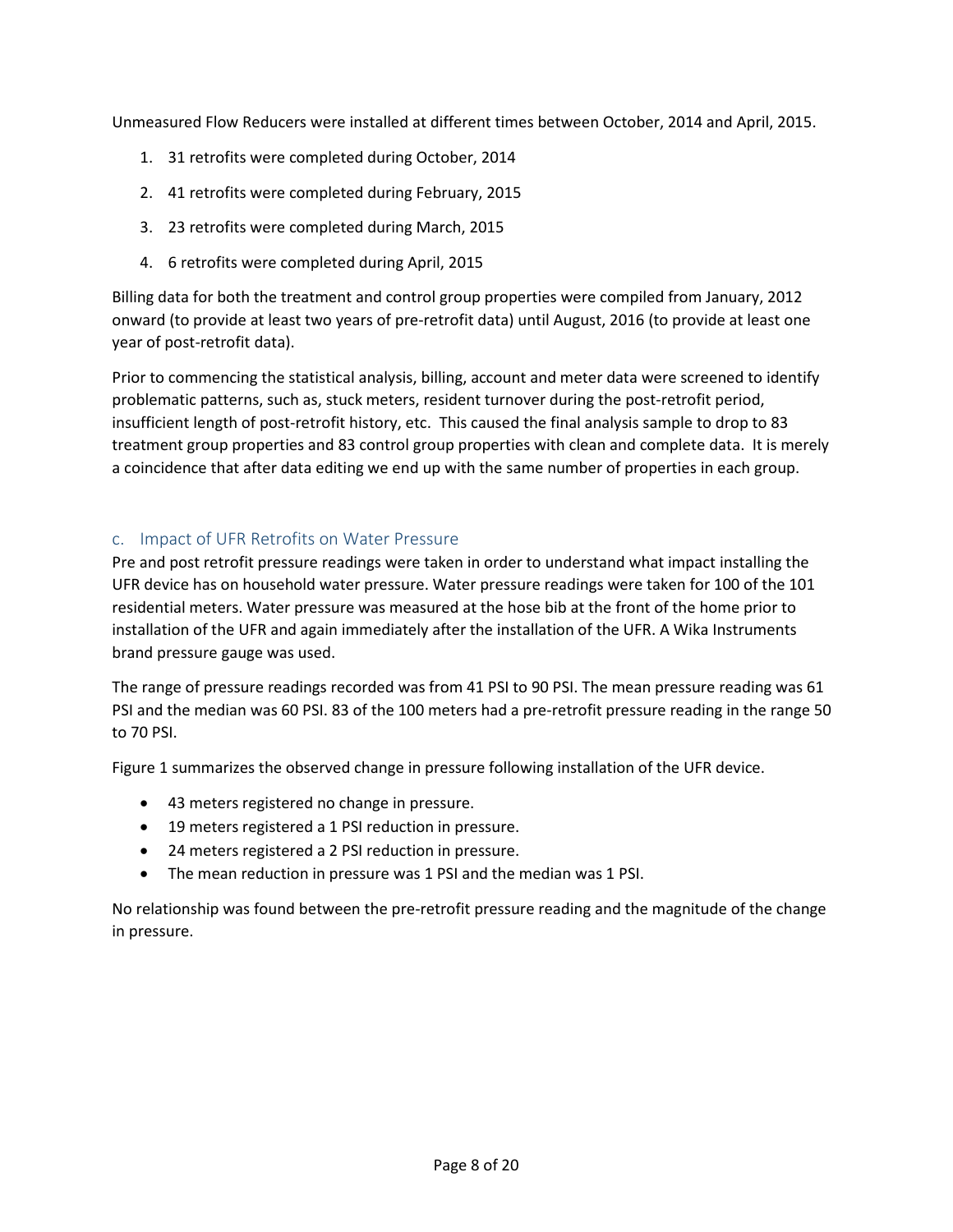Unmeasured Flow Reducers were installed at different times between October, 2014 and April, 2015.

1. 31 retrofits were completed during October, 2014
2. 41 retrofits were completed during February, 2015
3. 23 retrofits were completed during March, 2015
4. 6 retrofits were completed during April, 2015

Billing data for both the treatment and control group properties were compiled from January, 2012 onward (to provide at least two years of pre-retrofit data) until August, 2016 (to provide at least one year of post-retrofit data).

Prior to commencing the statistical analysis, billing, account and meter data were screened to identify problematic patterns, such as, stuck meters, resident turnover during the post-retrofit period, insufficient length of post-retrofit history, etc. This caused the final analysis sample to drop to 83 treatment group properties and 83 control group properties with clean and complete data. It is merely a coincidence that after data editing we end up with the same number of properties in each group.

### c. Impact of UFR Retrofits on Water Pressure

Pre and post retrofit pressure readings were taken in order to understand what impact installing the UFR device has on household water pressure. Water pressure readings were taken for 100 of the 101 residential meters. Water pressure was measured at the hose bib at the front of the home prior to installation of the UFR and again immediately after the installation of the UFR. A Wika Instruments brand pressure gauge was used.

The range of pressure readings recorded was from 41 PSI to 90 PSI. The mean pressure reading was 61 PSI and the median was 60 PSI. 83 of the 100 meters had a pre-retrofit pressure reading in the range 50 to 70 PSI.

Figure 1 summarizes the observed change in pressure following installation of the UFR device.

- 43 meters registered no change in pressure.
- 19 meters registered a 1 PSI reduction in pressure.
- 24 meters registered a 2 PSI reduction in pressure.
- The mean reduction in pressure was 1 PSI and the median was 1 PSI.

No relationship was found between the pre-retrofit pressure reading and the magnitude of the change in pressure.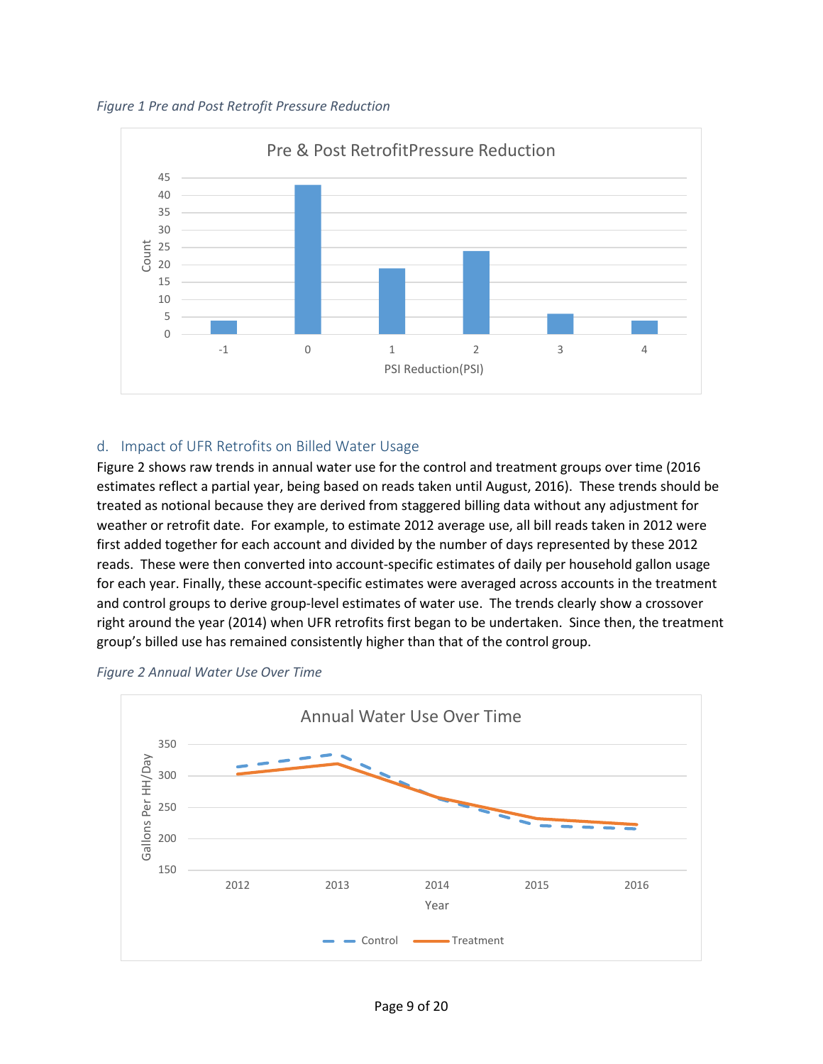*Figure 1 Pre and Post Retrofit Pressure Reduction*

### d. Impact of UFR Retrofits on Billed Water Usage

Figure 2 shows raw trends in annual water use for the control and treatment groups over time (2016 estimates reflect a partial year, being based on reads taken until August, 2016). These trends should be treated as notional because they are derived from staggered billing data without any adjustment for weather or retrofit date. For example, to estimate 2012 average use, all bill reads taken in 2012 were first added together for each account and divided by the number of days represented by these 2012 reads. These were then converted into account-specific estimates of daily per household gallon usage for each year. Finally, these account-specific estimates were averaged across accounts in the treatment and control groups to derive group-level estimates of water use. The trends clearly show a crossover right around the year (2014) when UFR retrofits first began to be undertaken. Since then, the treatment group's billed use has remained consistently higher than that of the control group.

*Figure 2 Annual Water Use Over Time*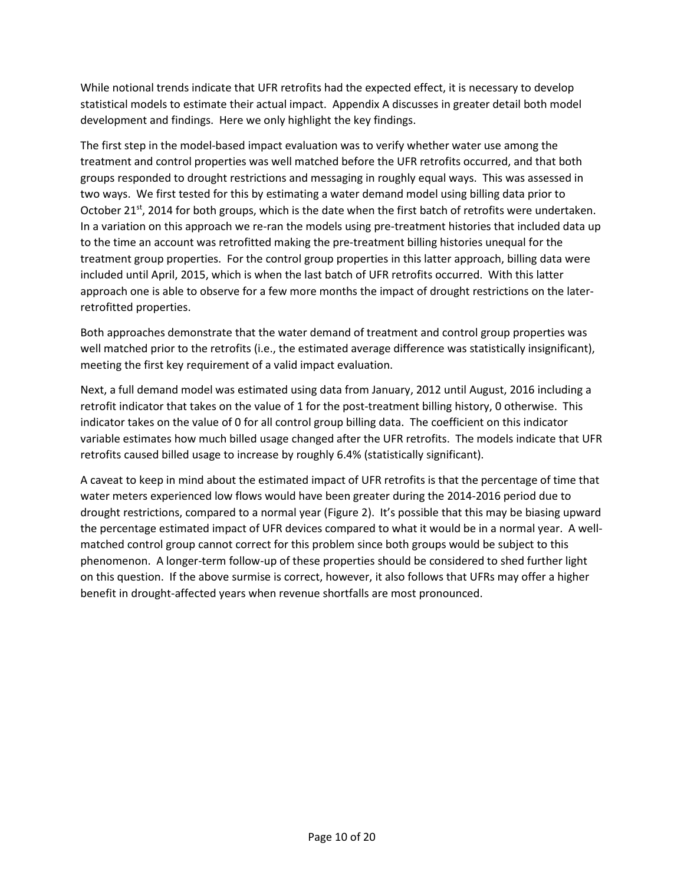While notional trends indicate that UFR retrofits had the expected effect, it is necessary to develop statistical models to estimate their actual impact. Appendix A discusses in greater detail both model development and findings. Here we only highlight the key findings.

The first step in the model-based impact evaluation was to verify whether water use among the treatment and control properties was well matched before the UFR retrofits occurred, and that both groups responded to drought restrictions and messaging in roughly equal ways. This was assessed in two ways. We first tested for this by estimating a water demand model using billing data prior to October 21st, 2014 for both groups, which is the date when the first batch of retrofits were undertaken. In a variation on this approach we re-ran the models using pre-treatment histories that included data up to the time an account was retrofitted making the pre-treatment billing histories unequal for the treatment group properties. For the control group properties in this latter approach, billing data were included until April, 2015, which is when the last batch of UFR retrofits occurred. With this latter approach one is able to observe for a few more months the impact of drought restrictions on the later-retrofitted properties.

Both approaches demonstrate that the water demand of treatment and control group properties was well matched prior to the retrofits (i.e., the estimated average difference was statistically insignificant), meeting the first key requirement of a valid impact evaluation.

Next, a full demand model was estimated using data from January, 2012 until August, 2016 including a retrofit indicator that takes on the value of 1 for the post-treatment billing history, 0 otherwise. This indicator takes on the value of 0 for all control group billing data. The coefficient on this indicator variable estimates how much billed usage changed after the UFR retrofits. The models indicate that UFR retrofits caused billed usage to increase by roughly 6.4% (statistically significant).

A caveat to keep in mind about the estimated impact of UFR retrofits is that the percentage of time that water meters experienced low flows would have been greater during the 2014-2016 period due to drought restrictions, compared to a normal year (Figure 2). It's possible that this may be biasing upward the percentage estimated impact of UFR devices compared to what it would be in a normal year. A well-matched control group cannot correct for this problem since both groups would be subject to this phenomenon. A longer-term follow-up of these properties should be considered to shed further light on this question. If the above surmise is correct, however, it also follows that UFRs may offer a higher benefit in drought-affected years when revenue shortfalls are most pronounced.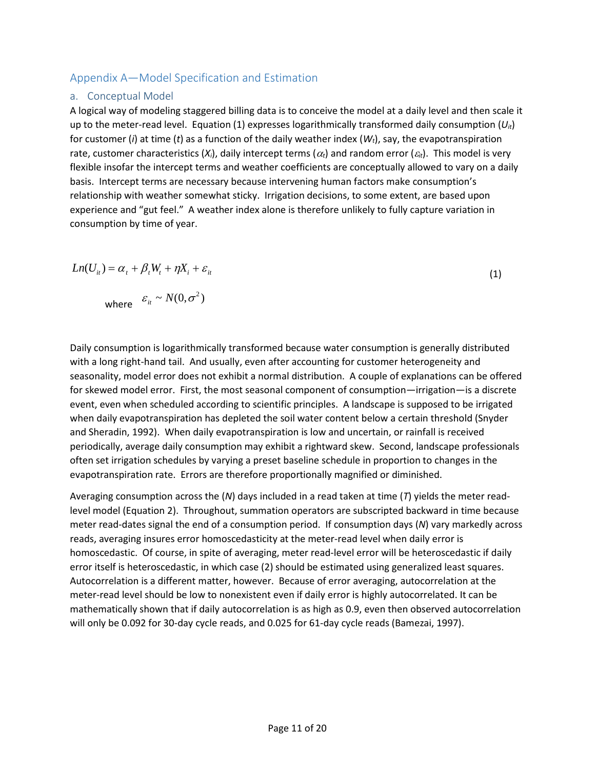## Appendix A—Model Specification and Estimation

### a. Conceptual Model

A logical way of modeling staggered billing data is to conceive the model at a daily level and then scale it up to the meter-read level. Equation (1) expresses logarithmically transformed daily consumption ($U_{it}$) for customer ($i$) at time ($t$) as a function of the daily weather index ($W_t$), say, the evapotranspiration rate, customer characteristics ($X_i$), daily intercept terms ($\alpha_t$) and random error ($\varepsilon_{it}$). This model is very flexible insofar the intercept terms and weather coefficients are conceptually allowed to vary on a daily basis. Intercept terms are necessary because intervening human factors make consumption's relationship with weather somewhat sticky. Irrigation decisions, to some extent, are based upon experience and "gut feel." A weather index alone is therefore unlikely to fully capture variation in consumption by time of year.

$$Ln(U_{it}) = \alpha_t + \beta_t W_t + \eta X_i + \varepsilon_{it} \tag{1}$$

where $\varepsilon_{it} \sim N(0, \sigma^2)$

Daily consumption is logarithmically transformed because water consumption is generally distributed with a long right-hand tail. And usually, even after accounting for customer heterogeneity and seasonality, model error does not exhibit a normal distribution. A couple of explanations can be offered for skewed model error. First, the most seasonal component of consumption—irrigation—is a discrete event, even when scheduled according to scientific principles. A landscape is supposed to be irrigated when daily evapotranspiration has depleted the soil water content below a certain threshold (Snyder and Sheradin, 1992). When daily evapotranspiration is low and uncertain, or rainfall is received periodically, average daily consumption may exhibit a rightward skew. Second, landscape professionals often set irrigation schedules by varying a preset baseline schedule in proportion to changes in the evapotranspiration rate. Errors are therefore proportionally magnified or diminished.

Averaging consumption across the ($N$) days included in a read taken at time ($T$) yields the meter read-level model (Equation 2). Throughout, summation operators are subscripted backward in time because meter read-dates signal the end of a consumption period. If consumption days ($N$) vary markedly across reads, averaging insures error homoscedasticity at the meter-read level when daily error is homoscedastic. Of course, in spite of averaging, meter read-level error will be heteroscedastic if daily error itself is heteroscedastic, in which case (2) should be estimated using generalized least squares. Autocorrelation is a different matter, however. Because of error averaging, autocorrelation at the meter-read level should be low to nonexistent even if daily error is highly autocorrelated. It can be mathematically shown that if daily autocorrelation is as high as 0.9, even then observed autocorrelation will only be 0.092 for 30-day cycle reads, and 0.025 for 61-day cycle reads (Bamezai, 1997).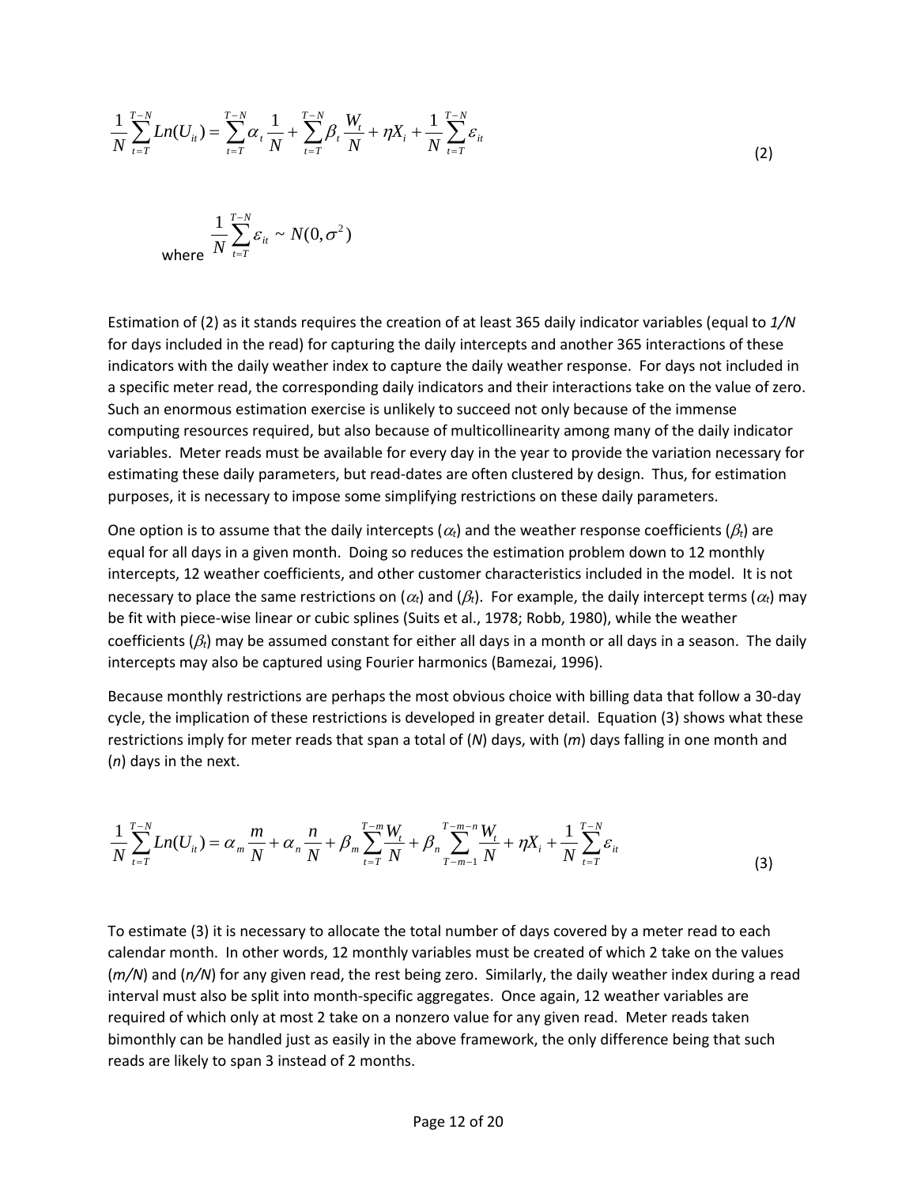$$\frac{1}{N}\sum_{t=T}^{T-N} Ln(U_{it}) = \sum_{t=T}^{T-N} \alpha_t \frac{1}{N} + \sum_{t=T}^{T-N} \beta_t \frac{W_t}{N} + \eta X_i + \frac{1}{N}\sum_{t=T}^{T-N} \varepsilon_{it} \tag{2}$$

where $\frac{1}{N}\sum_{t=T}^{T-N} \varepsilon_{it} \sim N(0,\sigma^2)$

Estimation of (2) as it stands requires the creation of at least 365 daily indicator variables (equal to *1/N* for days included in the read) for capturing the daily intercepts and another 365 interactions of these indicators with the daily weather index to capture the daily weather response. For days not included in a specific meter read, the corresponding daily indicators and their interactions take on the value of zero. Such an enormous estimation exercise is unlikely to succeed not only because of the immense computing resources required, but also because of multicollinearity among many of the daily indicator variables. Meter reads must be available for every day in the year to provide the variation necessary for estimating these daily parameters, but read-dates are often clustered by design. Thus, for estimation purposes, it is necessary to impose some simplifying restrictions on these daily parameters.

One option is to assume that the daily intercepts ($\alpha_t$) and the weather response coefficients ($\beta_t$) are equal for all days in a given month. Doing so reduces the estimation problem down to 12 monthly intercepts, 12 weather coefficients, and other customer characteristics included in the model. It is not necessary to place the same restrictions on ($\alpha_t$) and ($\beta_t$). For example, the daily intercept terms ($\alpha_t$) may be fit with piece-wise linear or cubic splines (Suits et al., 1978; Robb, 1980), while the weather coefficients ($\beta_t$) may be assumed constant for either all days in a month or all days in a season. The daily intercepts may also be captured using Fourier harmonics (Bamezai, 1996).

Because monthly restrictions are perhaps the most obvious choice with billing data that follow a 30-day cycle, the implication of these restrictions is developed in greater detail. Equation (3) shows what these restrictions imply for meter reads that span a total of ($N$) days, with ($m$) days falling in one month and ($n$) days in the next.

$$\frac{1}{N}\sum_{t=T}^{T-N} Ln(U_{it}) = \alpha_m \frac{m}{N} + \alpha_n \frac{n}{N} + \beta_m \sum_{t=T}^{T-m} \frac{W_t}{N} + \beta_n \sum_{T-m-1}^{T-m-n} \frac{W_t}{N} + \eta X_i + \frac{1}{N}\sum_{t=T}^{T-N} \varepsilon_{it} \tag{3}$$

To estimate (3) it is necessary to allocate the total number of days covered by a meter read to each calendar month. In other words, 12 monthly variables must be created of which 2 take on the values ($m/N$) and ($n/N$) for any given read, the rest being zero. Similarly, the daily weather index during a read interval must also be split into month-specific aggregates. Once again, 12 weather variables are required of which only at most 2 take on a nonzero value for any given read. Meter reads taken bimonthly can be handled just as easily in the above framework, the only difference being that such reads are likely to span 3 instead of 2 months.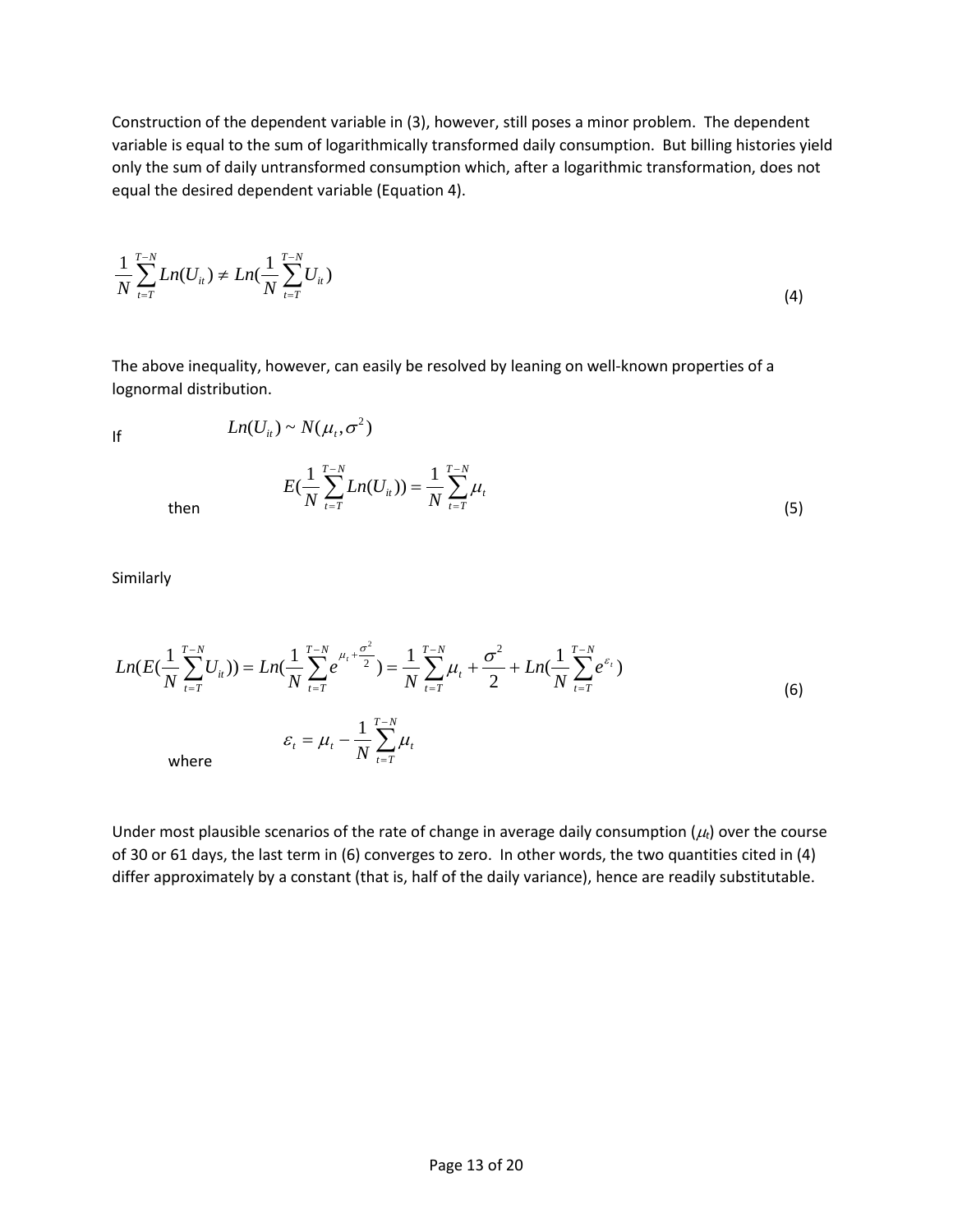Construction of the dependent variable in (3), however, still poses a minor problem. The dependent variable is equal to the sum of logarithmically transformed daily consumption. But billing histories yield only the sum of daily untransformed consumption which, after a logarithmic transformation, does not equal the desired dependent variable (Equation 4).

$$\frac{1}{N}\sum_{t=T}^{T-N} Ln(U_{it}) \neq Ln(\frac{1}{N}\sum_{t=T}^{T-N} U_{it}) \tag{4}$$

The above inequality, however, can easily be resolved by leaning on well-known properties of a lognormal distribution.

If $Ln(U_{it}) \sim N(\mu_t, \sigma^2)$

then

$$E(\frac{1}{N}\sum_{t=T}^{T-N} Ln(U_{it})) = \frac{1}{N}\sum_{t=T}^{T-N} \mu_t \tag{5}$$

Similarly

$$Ln(E(\frac{1}{N}\sum_{t=T}^{T-N} U_{it})) = Ln(\frac{1}{N}\sum_{t=T}^{T-N} e^{\mu_t + \frac{\sigma^2}{2}}) = \frac{1}{N}\sum_{t=T}^{T-N} \mu_t + \frac{\sigma^2}{2} + Ln(\frac{1}{N}\sum_{t=T}^{T-N} e^{\varepsilon_t}) \tag{6}$$

where

$$\varepsilon_t = \mu_t - \frac{1}{N}\sum_{t=T}^{T-N} \mu_t$$

Under most plausible scenarios of the rate of change in average daily consumption ($\mu_t$) over the course of 30 or 61 days, the last term in (6) converges to zero. In other words, the two quantities cited in (4) differ approximately by a constant (that is, half of the daily variance), hence are readily substitutable.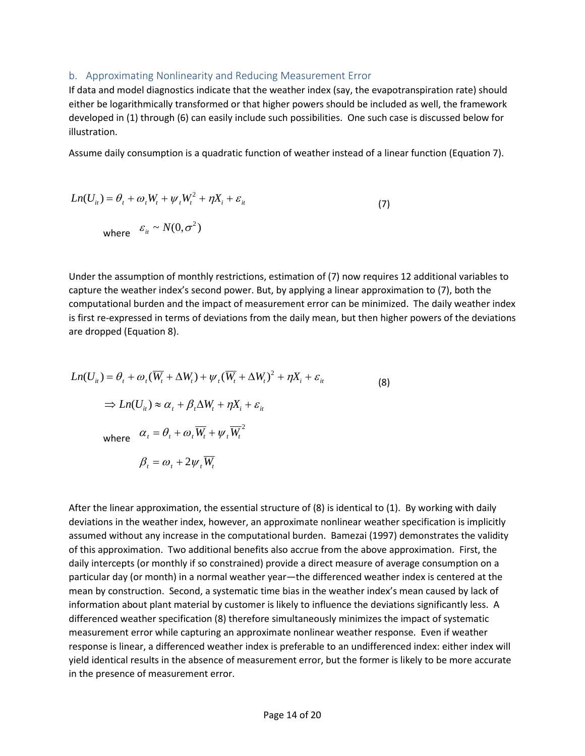### b. Approximating Nonlinearity and Reducing Measurement Error

If data and model diagnostics indicate that the weather index (say, the evapotranspiration rate) should either be logarithmically transformed or that higher powers should be included as well, the framework developed in (1) through (6) can easily include such possibilities. One such case is discussed below for illustration.

Assume daily consumption is a quadratic function of weather instead of a linear function (Equation 7).

$$Ln(U_{it}) = \theta_t + \omega_t W_t + \psi_t W_t^2 + \eta X_i + \varepsilon_{it} \qquad (7)$$

where $\varepsilon_{it} \sim N(0, \sigma^2)$

Under the assumption of monthly restrictions, estimation of (7) now requires 12 additional variables to capture the weather index's second power. But, by applying a linear approximation to (7), both the computational burden and the impact of measurement error can be minimized. The daily weather index is first re-expressed in terms of deviations from the daily mean, but then higher powers of the deviations are dropped (Equation 8).

$$Ln(U_{it}) = \theta_t + \omega_t (\overline{W_t} + \Delta W_t) + \psi_t (\overline{W_t} + \Delta W_t)^2 + \eta X_i + \varepsilon_{it} \qquad (8)$$

$$\Rightarrow Ln(U_{it}) \approx \alpha_t + \beta_t \Delta W_t + \eta X_i + \varepsilon_{it}$$

where $\alpha_t = \theta_t + \omega_t \overline{W_t} + \psi_t \overline{W_t}^2$

$$\beta_t = \omega_t + 2\psi_t \overline{W_t}$$

After the linear approximation, the essential structure of (8) is identical to (1). By working with daily deviations in the weather index, however, an approximate nonlinear weather specification is implicitly assumed without any increase in the computational burden. Bamezai (1997) demonstrates the validity of this approximation. Two additional benefits also accrue from the above approximation. First, the daily intercepts (or monthly if so constrained) provide a direct measure of average consumption on a particular day (or month) in a normal weather year—the differenced weather index is centered at the mean by construction. Second, a systematic time bias in the weather index's mean caused by lack of information about plant material by customer is likely to influence the deviations significantly less. A differenced weather specification (8) therefore simultaneously minimizes the impact of systematic measurement error while capturing an approximate nonlinear weather response. Even if weather response is linear, a differenced weather index is preferable to an undifferenced index: either index will yield identical results in the absence of measurement error, but the former is likely to be more accurate in the presence of measurement error.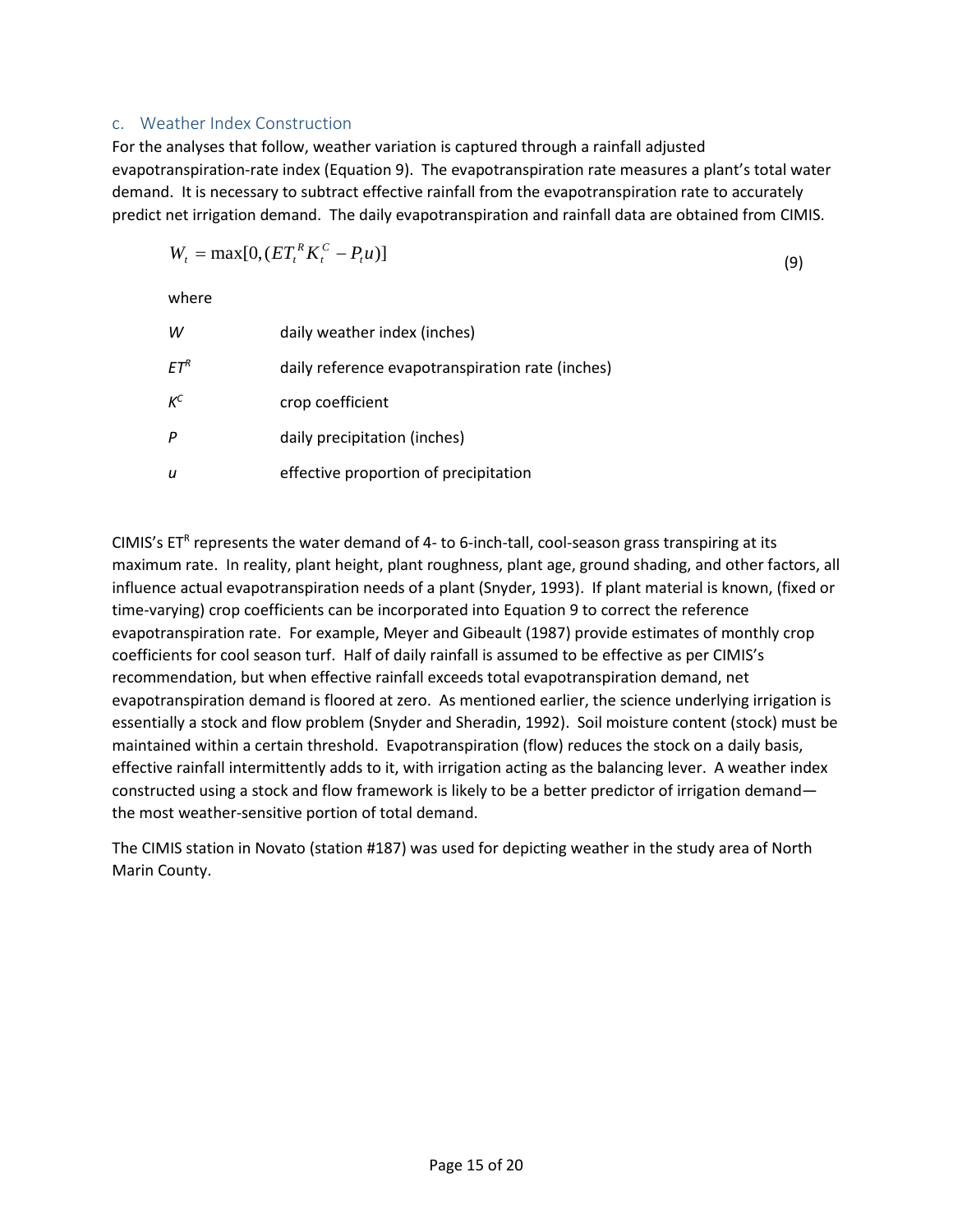### c. Weather Index Construction

For the analyses that follow, weather variation is captured through a rainfall adjusted evapotranspiration-rate index (Equation 9). The evapotranspiration rate measures a plant's total water demand. It is necessary to subtract effective rainfall from the evapotranspiration rate to accurately predict net irrigation demand. The daily evapotranspiration and rainfall data are obtained from CIMIS.

$$W_t = \max[0, (ET_t^R K_t^C - P_t u)] \tag{9}$$

where

| | |
|---|---|
| $W$ | daily weather index (inches) |
| $ET^R$ | daily reference evapotranspiration rate (inches) |
| $K^C$ | crop coefficient |
| $P$ | daily precipitation (inches) |
| $u$ | effective proportion of precipitation |

CIMIS's $ET^R$ represents the water demand of 4- to 6-inch-tall, cool-season grass transpiring at its maximum rate. In reality, plant height, plant roughness, plant age, ground shading, and other factors, all influence actual evapotranspiration needs of a plant (Snyder, 1993). If plant material is known, (fixed or time-varying) crop coefficients can be incorporated into Equation 9 to correct the reference evapotranspiration rate. For example, Meyer and Gibeault (1987) provide estimates of monthly crop coefficients for cool season turf. Half of daily rainfall is assumed to be effective as per CIMIS's recommendation, but when effective rainfall exceeds total evapotranspiration demand, net evapotranspiration demand is floored at zero. As mentioned earlier, the science underlying irrigation is essentially a stock and flow problem (Snyder and Sheradin, 1992). Soil moisture content (stock) must be maintained within a certain threshold. Evapotranspiration (flow) reduces the stock on a daily basis, effective rainfall intermittently adds to it, with irrigation acting as the balancing lever. A weather index constructed using a stock and flow framework is likely to be a better predictor of irrigation demand—the most weather-sensitive portion of total demand.

The CIMIS station in Novato (station #187) was used for depicting weather in the study area of North Marin County.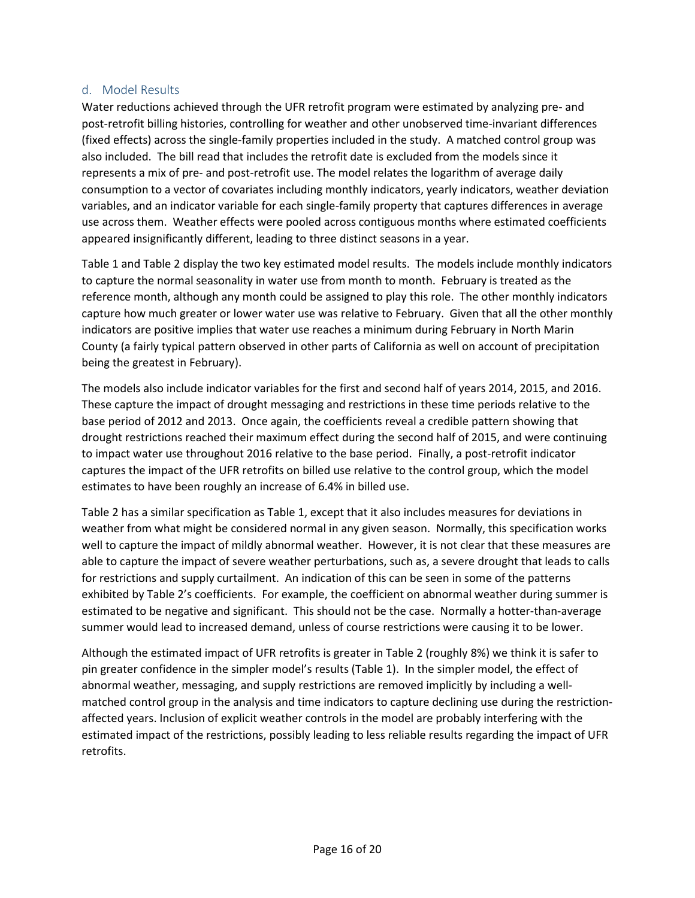### d. Model Results

Water reductions achieved through the UFR retrofit program were estimated by analyzing pre- and post-retrofit billing histories, controlling for weather and other unobserved time-invariant differences (fixed effects) across the single-family properties included in the study. A matched control group was also included. The bill read that includes the retrofit date is excluded from the models since it represents a mix of pre- and post-retrofit use. The model relates the logarithm of average daily consumption to a vector of covariates including monthly indicators, yearly indicators, weather deviation variables, and an indicator variable for each single-family property that captures differences in average use across them. Weather effects were pooled across contiguous months where estimated coefficients appeared insignificantly different, leading to three distinct seasons in a year.

Table 1 and Table 2 display the two key estimated model results. The models include monthly indicators to capture the normal seasonality in water use from month to month. February is treated as the reference month, although any month could be assigned to play this role. The other monthly indicators capture how much greater or lower water use was relative to February. Given that all the other monthly indicators are positive implies that water use reaches a minimum during February in North Marin County (a fairly typical pattern observed in other parts of California as well on account of precipitation being the greatest in February).

The models also include indicator variables for the first and second half of years 2014, 2015, and 2016. These capture the impact of drought messaging and restrictions in these time periods relative to the base period of 2012 and 2013. Once again, the coefficients reveal a credible pattern showing that drought restrictions reached their maximum effect during the second half of 2015, and were continuing to impact water use throughout 2016 relative to the base period. Finally, a post-retrofit indicator captures the impact of the UFR retrofits on billed use relative to the control group, which the model estimates to have been roughly an increase of 6.4% in billed use.

Table 2 has a similar specification as Table 1, except that it also includes measures for deviations in weather from what might be considered normal in any given season. Normally, this specification works well to capture the impact of mildly abnormal weather. However, it is not clear that these measures are able to capture the impact of severe weather perturbations, such as, a severe drought that leads to calls for restrictions and supply curtailment. An indication of this can be seen in some of the patterns exhibited by Table 2's coefficients. For example, the coefficient on abnormal weather during summer is estimated to be negative and significant. This should not be the case. Normally a hotter-than-average summer would lead to increased demand, unless of course restrictions were causing it to be lower.

Although the estimated impact of UFR retrofits is greater in Table 2 (roughly 8%) we think it is safer to pin greater confidence in the simpler model's results (Table 1). In the simpler model, the effect of abnormal weather, messaging, and supply restrictions are removed implicitly by including a well-matched control group in the analysis and time indicators to capture declining use during the restriction-affected years. Inclusion of explicit weather controls in the model are probably interfering with the estimated impact of the restrictions, possibly leading to less reliable results regarding the impact of UFR retrofits.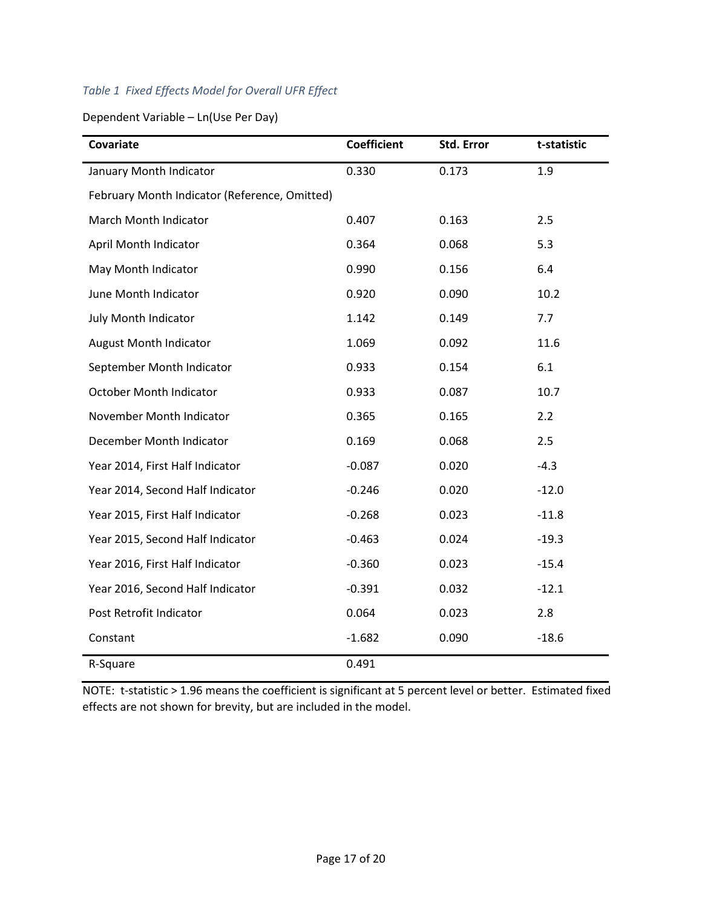*Table 1  Fixed Effects Model for Overall UFR Effect*

Dependent Variable – Ln(Use Per Day)

| Covariate | Coefficient | Std. Error | t-statistic |
|---|---|---|---|
| January Month Indicator | 0.330 | 0.173 | 1.9 |
| February Month Indicator (Reference, Omitted) | | | |
| March Month Indicator | 0.407 | 0.163 | 2.5 |
| April Month Indicator | 0.364 | 0.068 | 5.3 |
| May Month Indicator | 0.990 | 0.156 | 6.4 |
| June Month Indicator | 0.920 | 0.090 | 10.2 |
| July Month Indicator | 1.142 | 0.149 | 7.7 |
| August Month Indicator | 1.069 | 0.092 | 11.6 |
| September Month Indicator | 0.933 | 0.154 | 6.1 |
| October Month Indicator | 0.933 | 0.087 | 10.7 |
| November Month Indicator | 0.365 | 0.165 | 2.2 |
| December Month Indicator | 0.169 | 0.068 | 2.5 |
| Year 2014, First Half Indicator | -0.087 | 0.020 | -4.3 |
| Year 2014, Second Half Indicator | -0.246 | 0.020 | -12.0 |
| Year 2015, First Half Indicator | -0.268 | 0.023 | -11.8 |
| Year 2015, Second Half Indicator | -0.463 | 0.024 | -19.3 |
| Year 2016, First Half Indicator | -0.360 | 0.023 | -15.4 |
| Year 2016, Second Half Indicator | -0.391 | 0.032 | -12.1 |
| Post Retrofit Indicator | 0.064 | 0.023 | 2.8 |
| Constant | -1.682 | 0.090 | -18.6 |
| R-Square | 0.491 | | |

NOTE:  t-statistic > 1.96 means the coefficient is significant at 5 percent level or better.  Estimated fixed effects are not shown for brevity, but are included in the model.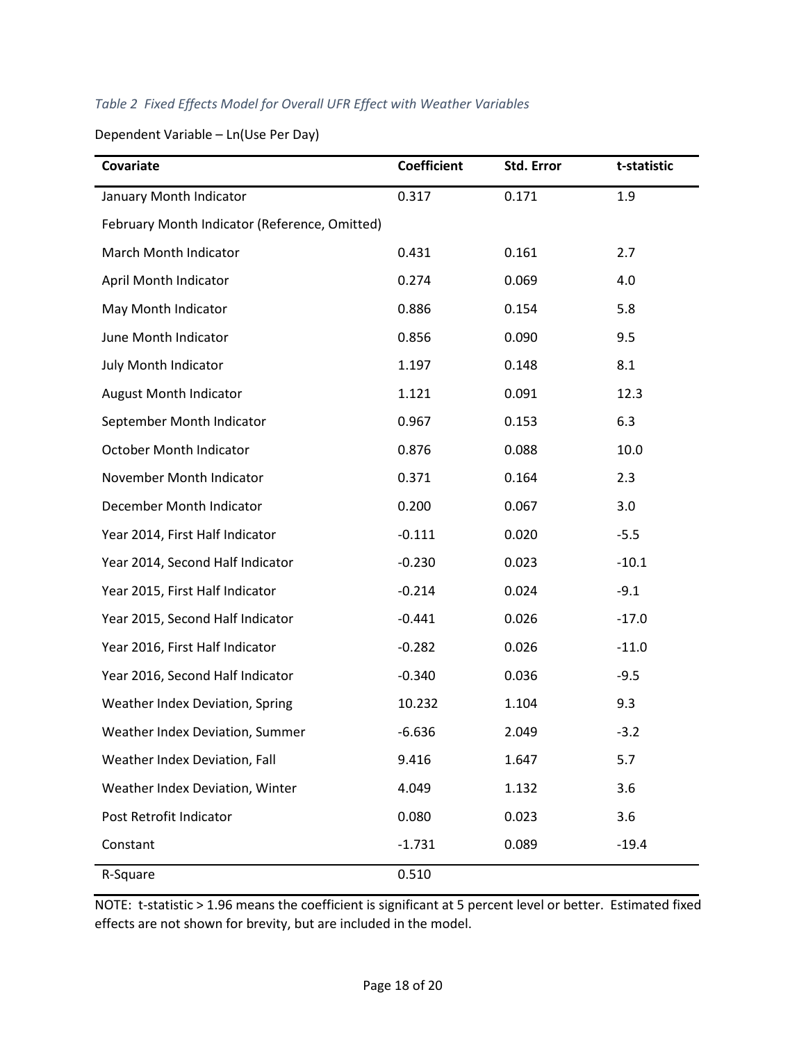*Table 2 Fixed Effects Model for Overall UFR Effect with Weather Variables*

Dependent Variable – Ln(Use Per Day)

| Covariate | Coefficient | Std. Error | t-statistic |
|---|---|---|---|
| January Month Indicator | 0.317 | 0.171 | 1.9 |
| February Month Indicator (Reference, Omitted) | | | |
| March Month Indicator | 0.431 | 0.161 | 2.7 |
| April Month Indicator | 0.274 | 0.069 | 4.0 |
| May Month Indicator | 0.886 | 0.154 | 5.8 |
| June Month Indicator | 0.856 | 0.090 | 9.5 |
| July Month Indicator | 1.197 | 0.148 | 8.1 |
| August Month Indicator | 1.121 | 0.091 | 12.3 |
| September Month Indicator | 0.967 | 0.153 | 6.3 |
| October Month Indicator | 0.876 | 0.088 | 10.0 |
| November Month Indicator | 0.371 | 0.164 | 2.3 |
| December Month Indicator | 0.200 | 0.067 | 3.0 |
| Year 2014, First Half Indicator | -0.111 | 0.020 | -5.5 |
| Year 2014, Second Half Indicator | -0.230 | 0.023 | -10.1 |
| Year 2015, First Half Indicator | -0.214 | 0.024 | -9.1 |
| Year 2015, Second Half Indicator | -0.441 | 0.026 | -17.0 |
| Year 2016, First Half Indicator | -0.282 | 0.026 | -11.0 |
| Year 2016, Second Half Indicator | -0.340 | 0.036 | -9.5 |
| Weather Index Deviation, Spring | 10.232 | 1.104 | 9.3 |
| Weather Index Deviation, Summer | -6.636 | 2.049 | -3.2 |
| Weather Index Deviation, Fall | 9.416 | 1.647 | 5.7 |
| Weather Index Deviation, Winter | 4.049 | 1.132 | 3.6 |
| Post Retrofit Indicator | 0.080 | 0.023 | 3.6 |
| Constant | -1.731 | 0.089 | -19.4 |
| R-Square | 0.510 | | |

NOTE: t-statistic > 1.96 means the coefficient is significant at 5 percent level or better. Estimated fixed effects are not shown for brevity, but are included in the model.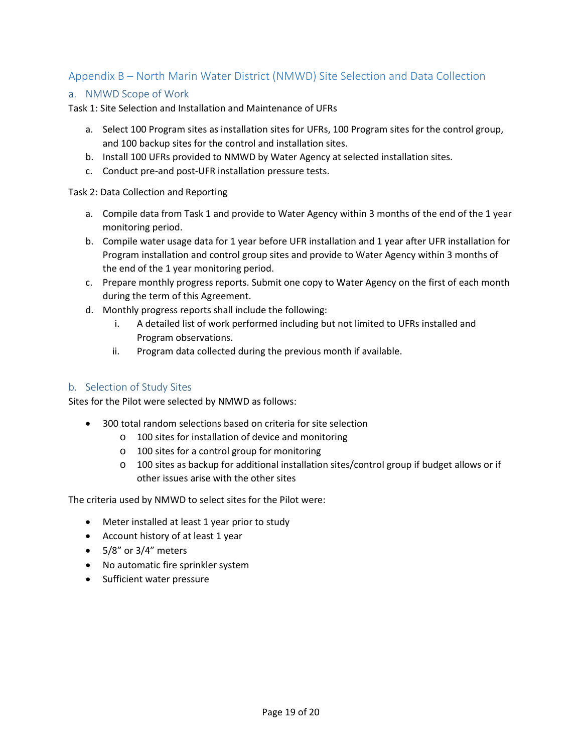## Appendix B – North Marin Water District (NMWD) Site Selection and Data Collection

### a. NMWD Scope of Work

Task 1: Site Selection and Installation and Maintenance of UFRs

a. Select 100 Program sites as installation sites for UFRs, 100 Program sites for the control group, and 100 backup sites for the control and installation sites.
b. Install 100 UFRs provided to NMWD by Water Agency at selected installation sites.
c. Conduct pre-and post-UFR installation pressure tests.

Task 2: Data Collection and Reporting

a. Compile data from Task 1 and provide to Water Agency within 3 months of the end of the 1 year monitoring period.
b. Compile water usage data for 1 year before UFR installation and 1 year after UFR installation for Program installation and control group sites and provide to Water Agency within 3 months of the end of the 1 year monitoring period.
c. Prepare monthly progress reports. Submit one copy to Water Agency on the first of each month during the term of this Agreement.
d. Monthly progress reports shall include the following:
    i. A detailed list of work performed including but not limited to UFRs installed and Program observations.
    ii. Program data collected during the previous month if available.

### b. Selection of Study Sites

Sites for the Pilot were selected by NMWD as follows:

- 300 total random selections based on criteria for site selection
    - 100 sites for installation of device and monitoring
    - 100 sites for a control group for monitoring
    - 100 sites as backup for additional installation sites/control group if budget allows or if other issues arise with the other sites

The criteria used by NMWD to select sites for the Pilot were:

- Meter installed at least 1 year prior to study
- Account history of at least 1 year
- 5/8" or 3/4" meters
- No automatic fire sprinkler system
- Sufficient water pressure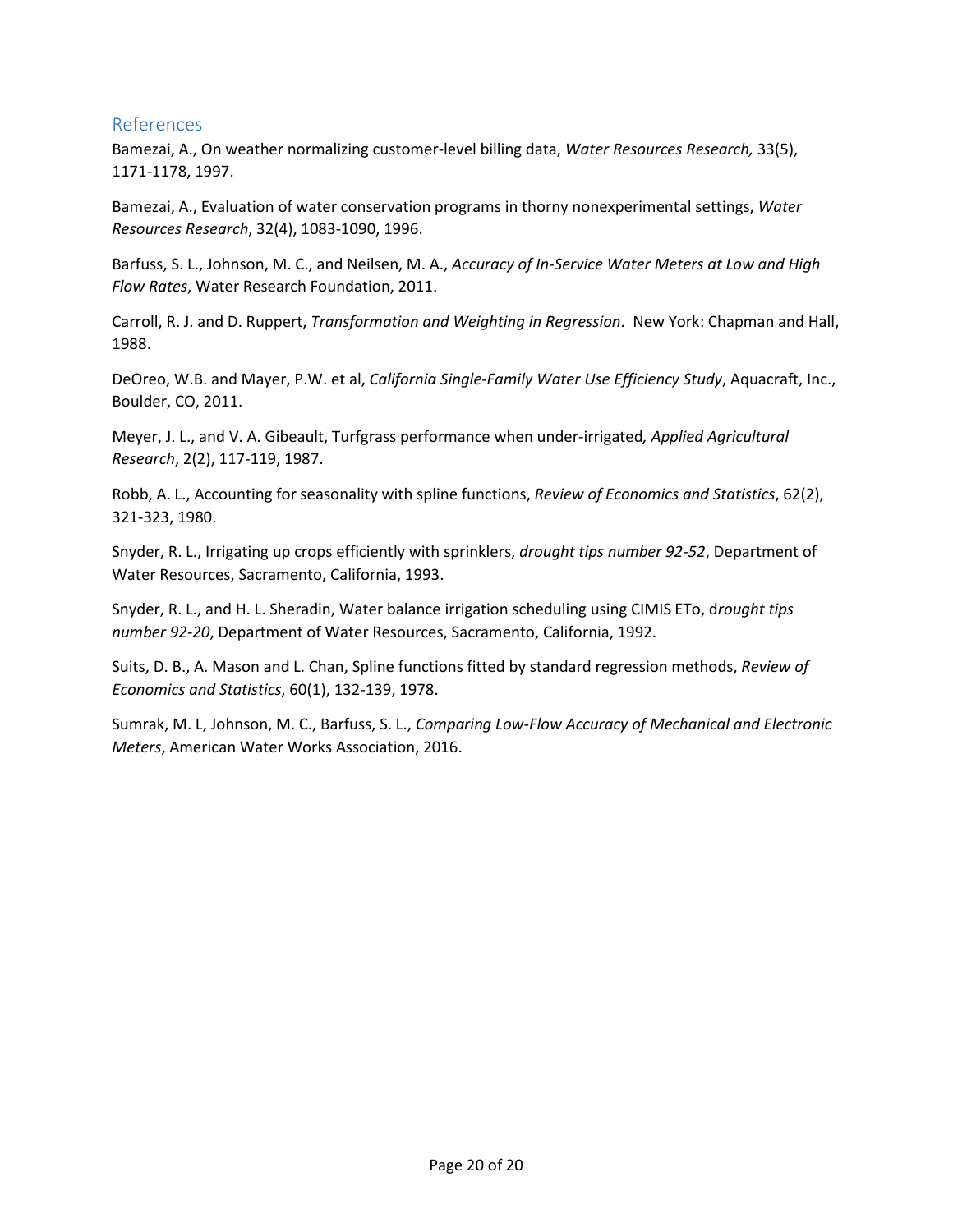## References

Bamezai, A., On weather normalizing customer-level billing data, *Water Resources Research,* 33(5), 1171-1178, 1997.

Bamezai, A., Evaluation of water conservation programs in thorny nonexperimental settings, *Water Resources Research*, 32(4), 1083-1090, 1996.

Barfuss, S. L., Johnson, M. C., and Neilsen, M. A., *Accuracy of In-Service Water Meters at Low and High Flow Rates*, Water Research Foundation, 2011.

Carroll, R. J. and D. Ruppert, *Transformation and Weighting in Regression*. New York: Chapman and Hall, 1988.

DeOreo, W.B. and Mayer, P.W. et al, *California Single-Family Water Use Efficiency Study*, Aquacraft, Inc., Boulder, CO, 2011.

Meyer, J. L., and V. A. Gibeault, Turfgrass performance when under-irrigated*, Applied Agricultural Research*, 2(2), 117-119, 1987.

Robb, A. L., Accounting for seasonality with spline functions, *Review of Economics and Statistics*, 62(2), 321-323, 1980.

Snyder, R. L., Irrigating up crops efficiently with sprinklers, *drought tips number 92-52*, Department of Water Resources, Sacramento, California, 1993.

Snyder, R. L., and H. L. Sheradin, Water balance irrigation scheduling using CIMIS ETo, d*rought tips number 92-20*, Department of Water Resources, Sacramento, California, 1992.

Suits, D. B., A. Mason and L. Chan, Spline functions fitted by standard regression methods, *Review of Economics and Statistics*, 60(1), 132-139, 1978.

Sumrak, M. L, Johnson, M. C., Barfuss, S. L., *Comparing Low-Flow Accuracy of Mechanical and Electronic Meters*, American Water Works Association, 2016.